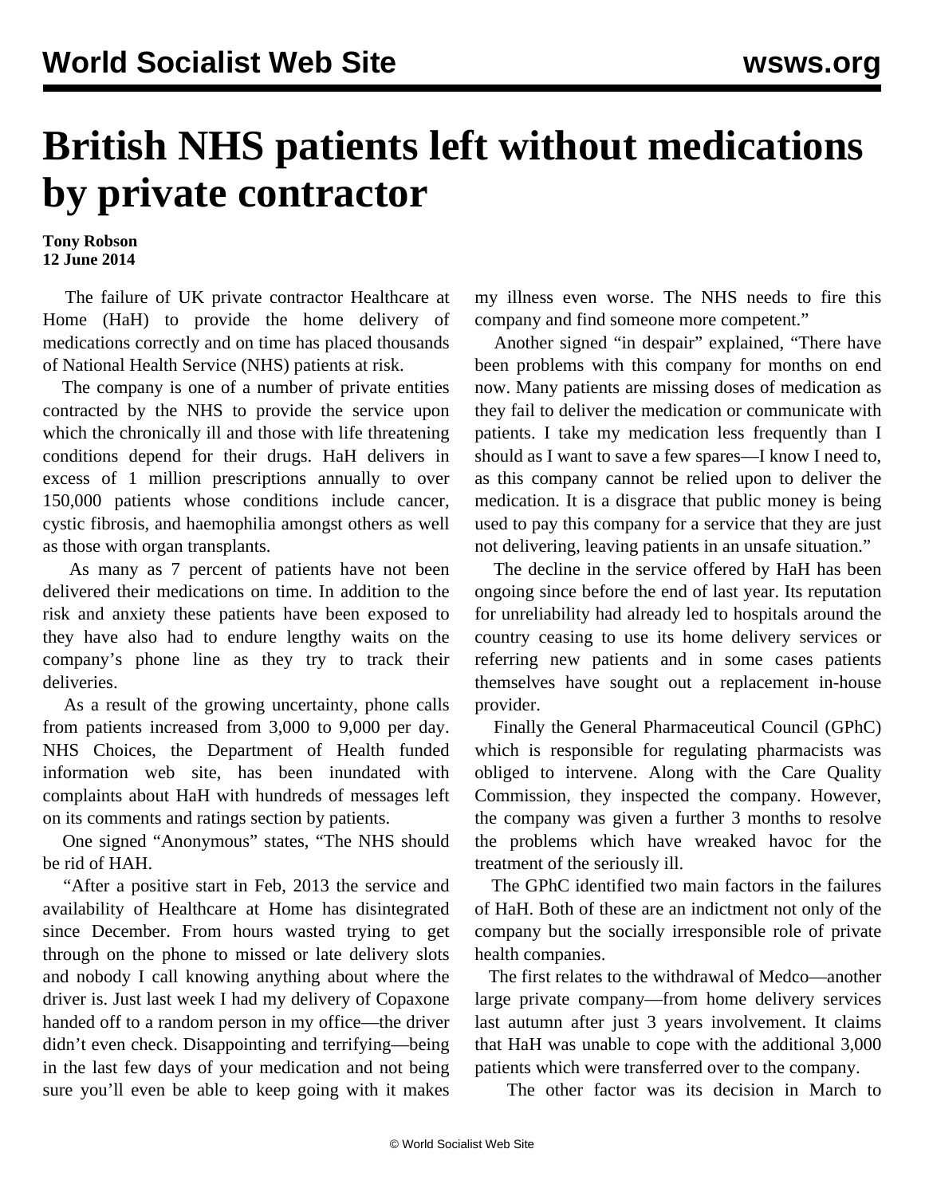# British NHS patients left without medications by private contractor

**Tony Robson**
**12 June 2014**

The failure of UK private contractor Healthcare at Home (HaH) to provide the home delivery of medications correctly and on time has placed thousands of National Health Service (NHS) patients at risk.

The company is one of a number of private entities contracted by the NHS to provide the service upon which the chronically ill and those with life threatening conditions depend for their drugs. HaH delivers in excess of 1 million prescriptions annually to over 150,000 patients whose conditions include cancer, cystic fibrosis, and haemophilia amongst others as well as those with organ transplants.

As many as 7 percent of patients have not been delivered their medications on time. In addition to the risk and anxiety these patients have been exposed to they have also had to endure lengthy waits on the company's phone line as they try to track their deliveries.

As a result of the growing uncertainty, phone calls from patients increased from 3,000 to 9,000 per day. NHS Choices, the Department of Health funded information web site, has been inundated with complaints about HaH with hundreds of messages left on its comments and ratings section by patients.

One signed "Anonymous" states, "The NHS should be rid of HAH.

"After a positive start in Feb, 2013 the service and availability of Healthcare at Home has disintegrated since December. From hours wasted trying to get through on the phone to missed or late delivery slots and nobody I call knowing anything about where the driver is. Just last week I had my delivery of Copaxone handed off to a random person in my office—the driver didn't even check. Disappointing and terrifying—being in the last few days of your medication and not being sure you'll even be able to keep going with it makes my illness even worse. The NHS needs to fire this company and find someone more competent."

Another signed "in despair" explained, "There have been problems with this company for months on end now. Many patients are missing doses of medication as they fail to deliver the medication or communicate with patients. I take my medication less frequently than I should as I want to save a few spares—I know I need to, as this company cannot be relied upon to deliver the medication. It is a disgrace that public money is being used to pay this company for a service that they are just not delivering, leaving patients in an unsafe situation."

The decline in the service offered by HaH has been ongoing since before the end of last year. Its reputation for unreliability had already led to hospitals around the country ceasing to use its home delivery services or referring new patients and in some cases patients themselves have sought out a replacement in-house provider.

Finally the General Pharmaceutical Council (GPhC) which is responsible for regulating pharmacists was obliged to intervene. Along with the Care Quality Commission, they inspected the company. However, the company was given a further 3 months to resolve the problems which have wreaked havoc for the treatment of the seriously ill.

The GPhC identified two main factors in the failures of HaH. Both of these are an indictment not only of the company but the socially irresponsible role of private health companies.

The first relates to the withdrawal of Medco—another large private company—from home delivery services last autumn after just 3 years involvement. It claims that HaH was unable to cope with the additional 3,000 patients which were transferred over to the company.

The other factor was its decision in March to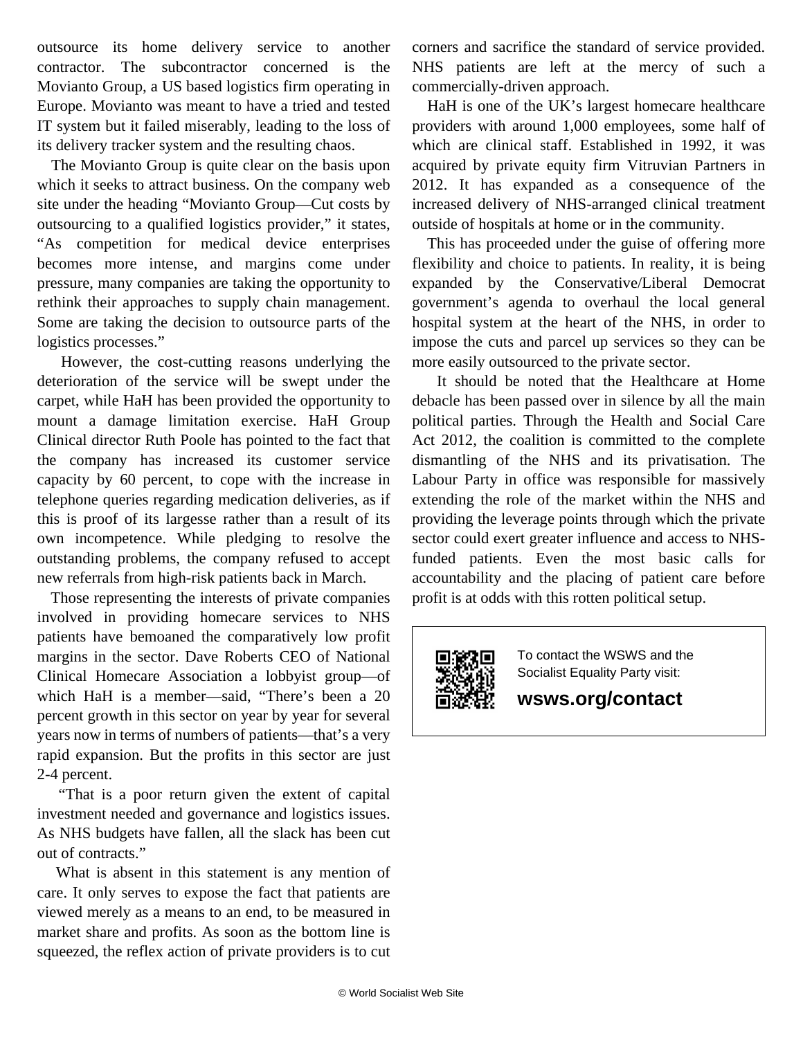outsource its home delivery service to another contractor. The subcontractor concerned is the Movianto Group, a US based logistics firm operating in Europe. Movianto was meant to have a tried and tested IT system but it failed miserably, leading to the loss of its delivery tracker system and the resulting chaos.

The Movianto Group is quite clear on the basis upon which it seeks to attract business. On the company web site under the heading "Movianto Group—Cut costs by outsourcing to a qualified logistics provider," it states, "As competition for medical device enterprises becomes more intense, and margins come under pressure, many companies are taking the opportunity to rethink their approaches to supply chain management. Some are taking the decision to outsource parts of the logistics processes."

However, the cost-cutting reasons underlying the deterioration of the service will be swept under the carpet, while HaH has been provided the opportunity to mount a damage limitation exercise. HaH Group Clinical director Ruth Poole has pointed to the fact that the company has increased its customer service capacity by 60 percent, to cope with the increase in telephone queries regarding medication deliveries, as if this is proof of its largesse rather than a result of its own incompetence. While pledging to resolve the outstanding problems, the company refused to accept new referrals from high-risk patients back in March.

Those representing the interests of private companies involved in providing homecare services to NHS patients have bemoaned the comparatively low profit margins in the sector. Dave Roberts CEO of National Clinical Homecare Association a lobbyist group—of which HaH is a member—said, "There's been a 20 percent growth in this sector on year by year for several years now in terms of numbers of patients—that's a very rapid expansion. But the profits in this sector are just 2-4 percent.

"That is a poor return given the extent of capital investment needed and governance and logistics issues. As NHS budgets have fallen, all the slack has been cut out of contracts."

What is absent in this statement is any mention of care. It only serves to expose the fact that patients are viewed merely as a means to an end, to be measured in market share and profits. As soon as the bottom line is squeezed, the reflex action of private providers is to cut corners and sacrifice the standard of service provided. NHS patients are left at the mercy of such a commercially-driven approach.

HaH is one of the UK's largest homecare healthcare providers with around 1,000 employees, some half of which are clinical staff. Established in 1992, it was acquired by private equity firm Vitruvian Partners in 2012. It has expanded as a consequence of the increased delivery of NHS-arranged clinical treatment outside of hospitals at home or in the community.

This has proceeded under the guise of offering more flexibility and choice to patients. In reality, it is being expanded by the Conservative/Liberal Democrat government's agenda to overhaul the local general hospital system at the heart of the NHS, in order to impose the cuts and parcel up services so they can be more easily outsourced to the private sector.

It should be noted that the Healthcare at Home debacle has been passed over in silence by all the main political parties. Through the Health and Social Care Act 2012, the coalition is committed to the complete dismantling of the NHS and its privatisation. The Labour Party in office was responsible for massively extending the role of the market within the NHS and providing the leverage points through which the private sector could exert greater influence and access to NHS-funded patients. Even the most basic calls for accountability and the placing of patient care before profit is at odds with this rotten political setup.

To contact the WSWS and the Socialist Equality Party visit:

**wsws.org/contact**